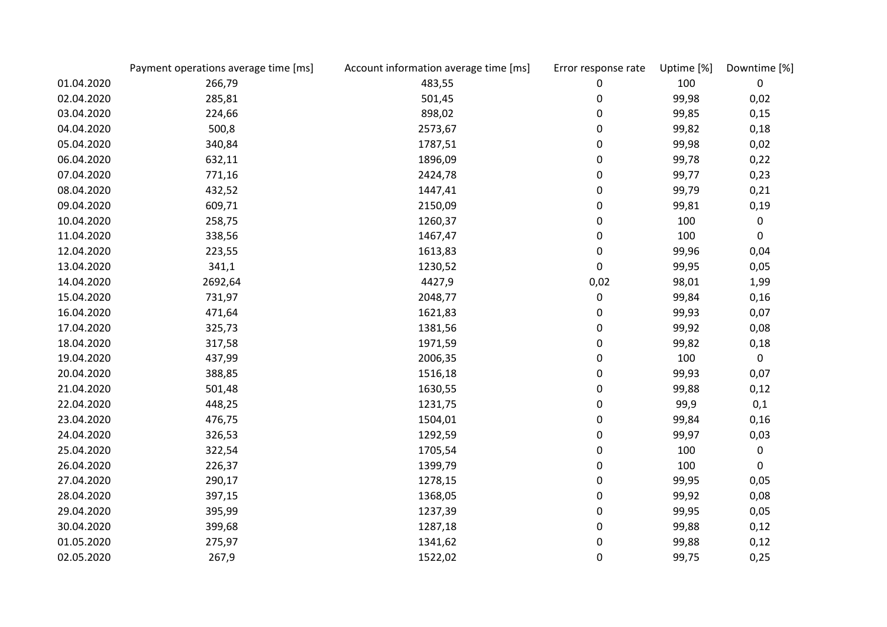| | Payment operations average time [ms] | Account information average time [ms] | Error response rate | Uptime [%] | Downtime [%] |
|---|---|---|---|---|---|
| 01.04.2020 | 266,79 | 483,55 | 0 | 100 | 0 |
| 02.04.2020 | 285,81 | 501,45 | 0 | 99,98 | 0,02 |
| 03.04.2020 | 224,66 | 898,02 | 0 | 99,85 | 0,15 |
| 04.04.2020 | 500,8 | 2573,67 | 0 | 99,82 | 0,18 |
| 05.04.2020 | 340,84 | 1787,51 | 0 | 99,98 | 0,02 |
| 06.04.2020 | 632,11 | 1896,09 | 0 | 99,78 | 0,22 |
| 07.04.2020 | 771,16 | 2424,78 | 0 | 99,77 | 0,23 |
| 08.04.2020 | 432,52 | 1447,41 | 0 | 99,79 | 0,21 |
| 09.04.2020 | 609,71 | 2150,09 | 0 | 99,81 | 0,19 |
| 10.04.2020 | 258,75 | 1260,37 | 0 | 100 | 0 |
| 11.04.2020 | 338,56 | 1467,47 | 0 | 100 | 0 |
| 12.04.2020 | 223,55 | 1613,83 | 0 | 99,96 | 0,04 |
| 13.04.2020 | 341,1 | 1230,52 | 0 | 99,95 | 0,05 |
| 14.04.2020 | 2692,64 | 4427,9 | 0,02 | 98,01 | 1,99 |
| 15.04.2020 | 731,97 | 2048,77 | 0 | 99,84 | 0,16 |
| 16.04.2020 | 471,64 | 1621,83 | 0 | 99,93 | 0,07 |
| 17.04.2020 | 325,73 | 1381,56 | 0 | 99,92 | 0,08 |
| 18.04.2020 | 317,58 | 1971,59 | 0 | 99,82 | 0,18 |
| 19.04.2020 | 437,99 | 2006,35 | 0 | 100 | 0 |
| 20.04.2020 | 388,85 | 1516,18 | 0 | 99,93 | 0,07 |
| 21.04.2020 | 501,48 | 1630,55 | 0 | 99,88 | 0,12 |
| 22.04.2020 | 448,25 | 1231,75 | 0 | 99,9 | 0,1 |
| 23.04.2020 | 476,75 | 1504,01 | 0 | 99,84 | 0,16 |
| 24.04.2020 | 326,53 | 1292,59 | 0 | 99,97 | 0,03 |
| 25.04.2020 | 322,54 | 1705,54 | 0 | 100 | 0 |
| 26.04.2020 | 226,37 | 1399,79 | 0 | 100 | 0 |
| 27.04.2020 | 290,17 | 1278,15 | 0 | 99,95 | 0,05 |
| 28.04.2020 | 397,15 | 1368,05 | 0 | 99,92 | 0,08 |
| 29.04.2020 | 395,99 | 1237,39 | 0 | 99,95 | 0,05 |
| 30.04.2020 | 399,68 | 1287,18 | 0 | 99,88 | 0,12 |
| 01.05.2020 | 275,97 | 1341,62 | 0 | 99,88 | 0,12 |
| 02.05.2020 | 267,9 | 1522,02 | 0 | 99,75 | 0,25 |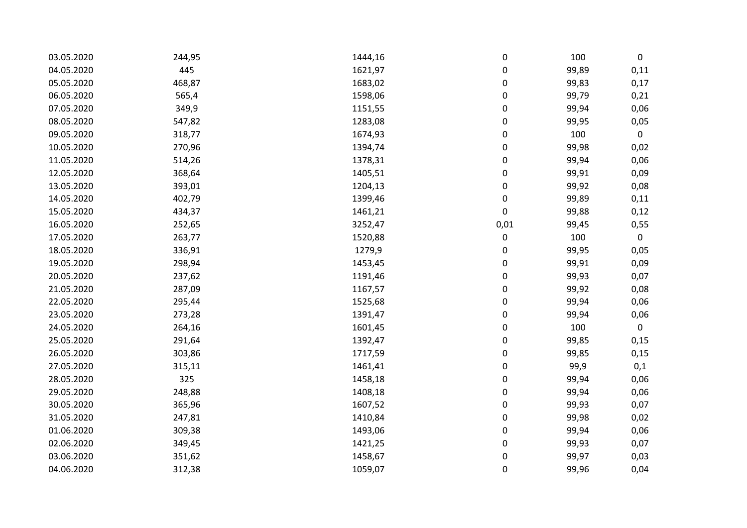| | | | | | |
|---|---|---|---|---|---|
| 03.05.2020 | 244,95 | 1444,16 | 0 | 100 | 0 |
| 04.05.2020 | 445 | 1621,97 | 0 | 99,89 | 0,11 |
| 05.05.2020 | 468,87 | 1683,02 | 0 | 99,83 | 0,17 |
| 06.05.2020 | 565,4 | 1598,06 | 0 | 99,79 | 0,21 |
| 07.05.2020 | 349,9 | 1151,55 | 0 | 99,94 | 0,06 |
| 08.05.2020 | 547,82 | 1283,08 | 0 | 99,95 | 0,05 |
| 09.05.2020 | 318,77 | 1674,93 | 0 | 100 | 0 |
| 10.05.2020 | 270,96 | 1394,74 | 0 | 99,98 | 0,02 |
| 11.05.2020 | 514,26 | 1378,31 | 0 | 99,94 | 0,06 |
| 12.05.2020 | 368,64 | 1405,51 | 0 | 99,91 | 0,09 |
| 13.05.2020 | 393,01 | 1204,13 | 0 | 99,92 | 0,08 |
| 14.05.2020 | 402,79 | 1399,46 | 0 | 99,89 | 0,11 |
| 15.05.2020 | 434,37 | 1461,21 | 0 | 99,88 | 0,12 |
| 16.05.2020 | 252,65 | 3252,47 | 0,01 | 99,45 | 0,55 |
| 17.05.2020 | 263,77 | 1520,88 | 0 | 100 | 0 |
| 18.05.2020 | 336,91 | 1279,9 | 0 | 99,95 | 0,05 |
| 19.05.2020 | 298,94 | 1453,45 | 0 | 99,91 | 0,09 |
| 20.05.2020 | 237,62 | 1191,46 | 0 | 99,93 | 0,07 |
| 21.05.2020 | 287,09 | 1167,57 | 0 | 99,92 | 0,08 |
| 22.05.2020 | 295,44 | 1525,68 | 0 | 99,94 | 0,06 |
| 23.05.2020 | 273,28 | 1391,47 | 0 | 99,94 | 0,06 |
| 24.05.2020 | 264,16 | 1601,45 | 0 | 100 | 0 |
| 25.05.2020 | 291,64 | 1392,47 | 0 | 99,85 | 0,15 |
| 26.05.2020 | 303,86 | 1717,59 | 0 | 99,85 | 0,15 |
| 27.05.2020 | 315,11 | 1461,41 | 0 | 99,9 | 0,1 |
| 28.05.2020 | 325 | 1458,18 | 0 | 99,94 | 0,06 |
| 29.05.2020 | 248,88 | 1408,18 | 0 | 99,94 | 0,06 |
| 30.05.2020 | 365,96 | 1607,52 | 0 | 99,93 | 0,07 |
| 31.05.2020 | 247,81 | 1410,84 | 0 | 99,98 | 0,02 |
| 01.06.2020 | 309,38 | 1493,06 | 0 | 99,94 | 0,06 |
| 02.06.2020 | 349,45 | 1421,25 | 0 | 99,93 | 0,07 |
| 03.06.2020 | 351,62 | 1458,67 | 0 | 99,97 | 0,03 |
| 04.06.2020 | 312,38 | 1059,07 | 0 | 99,96 | 0,04 |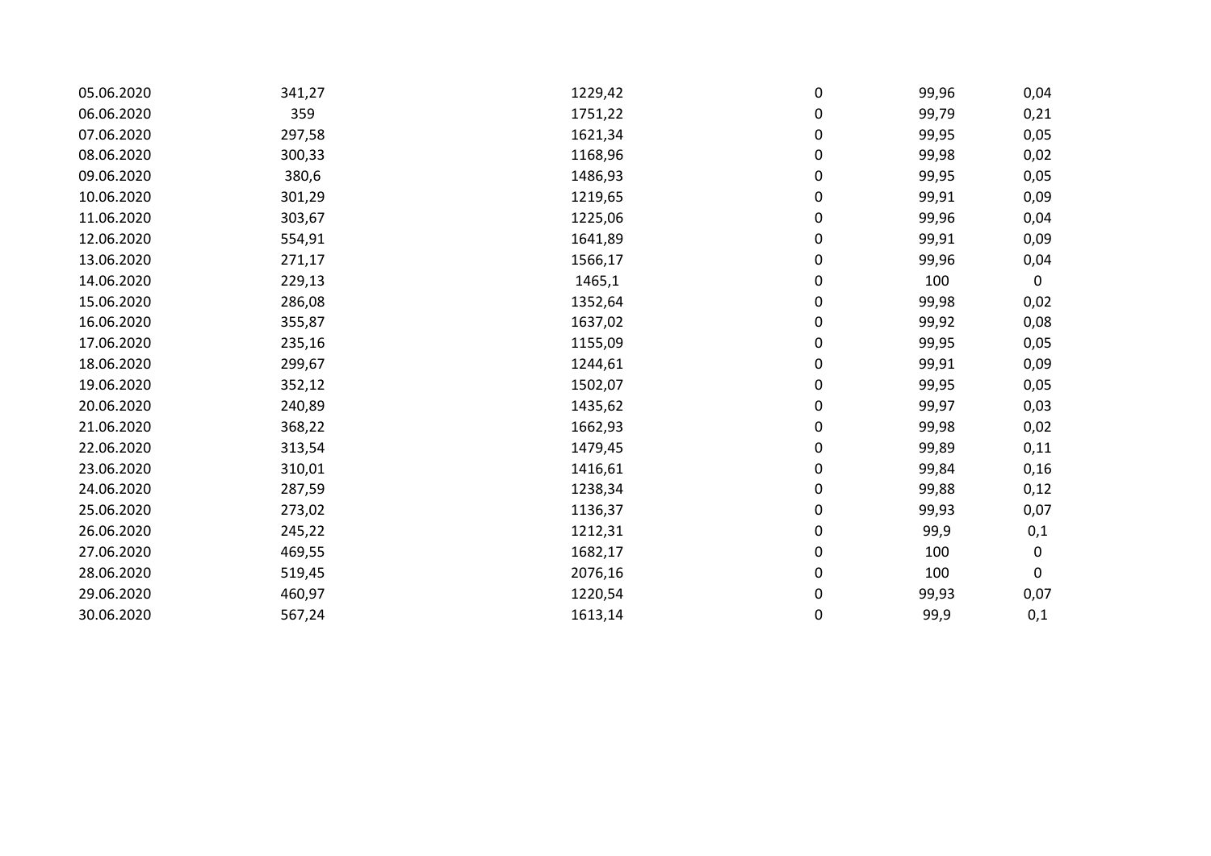| | | | | | |
|---|---|---|---|---|---|
| 05.06.2020 | 341,27 | 1229,42 | 0 | 99,96 | 0,04 |
| 06.06.2020 | 359 | 1751,22 | 0 | 99,79 | 0,21 |
| 07.06.2020 | 297,58 | 1621,34 | 0 | 99,95 | 0,05 |
| 08.06.2020 | 300,33 | 1168,96 | 0 | 99,98 | 0,02 |
| 09.06.2020 | 380,6 | 1486,93 | 0 | 99,95 | 0,05 |
| 10.06.2020 | 301,29 | 1219,65 | 0 | 99,91 | 0,09 |
| 11.06.2020 | 303,67 | 1225,06 | 0 | 99,96 | 0,04 |
| 12.06.2020 | 554,91 | 1641,89 | 0 | 99,91 | 0,09 |
| 13.06.2020 | 271,17 | 1566,17 | 0 | 99,96 | 0,04 |
| 14.06.2020 | 229,13 | 1465,1 | 0 | 100 | 0 |
| 15.06.2020 | 286,08 | 1352,64 | 0 | 99,98 | 0,02 |
| 16.06.2020 | 355,87 | 1637,02 | 0 | 99,92 | 0,08 |
| 17.06.2020 | 235,16 | 1155,09 | 0 | 99,95 | 0,05 |
| 18.06.2020 | 299,67 | 1244,61 | 0 | 99,91 | 0,09 |
| 19.06.2020 | 352,12 | 1502,07 | 0 | 99,95 | 0,05 |
| 20.06.2020 | 240,89 | 1435,62 | 0 | 99,97 | 0,03 |
| 21.06.2020 | 368,22 | 1662,93 | 0 | 99,98 | 0,02 |
| 22.06.2020 | 313,54 | 1479,45 | 0 | 99,89 | 0,11 |
| 23.06.2020 | 310,01 | 1416,61 | 0 | 99,84 | 0,16 |
| 24.06.2020 | 287,59 | 1238,34 | 0 | 99,88 | 0,12 |
| 25.06.2020 | 273,02 | 1136,37 | 0 | 99,93 | 0,07 |
| 26.06.2020 | 245,22 | 1212,31 | 0 | 99,9 | 0,1 |
| 27.06.2020 | 469,55 | 1682,17 | 0 | 100 | 0 |
| 28.06.2020 | 519,45 | 2076,16 | 0 | 100 | 0 |
| 29.06.2020 | 460,97 | 1220,54 | 0 | 99,93 | 0,07 |
| 30.06.2020 | 567,24 | 1613,14 | 0 | 99,9 | 0,1 |